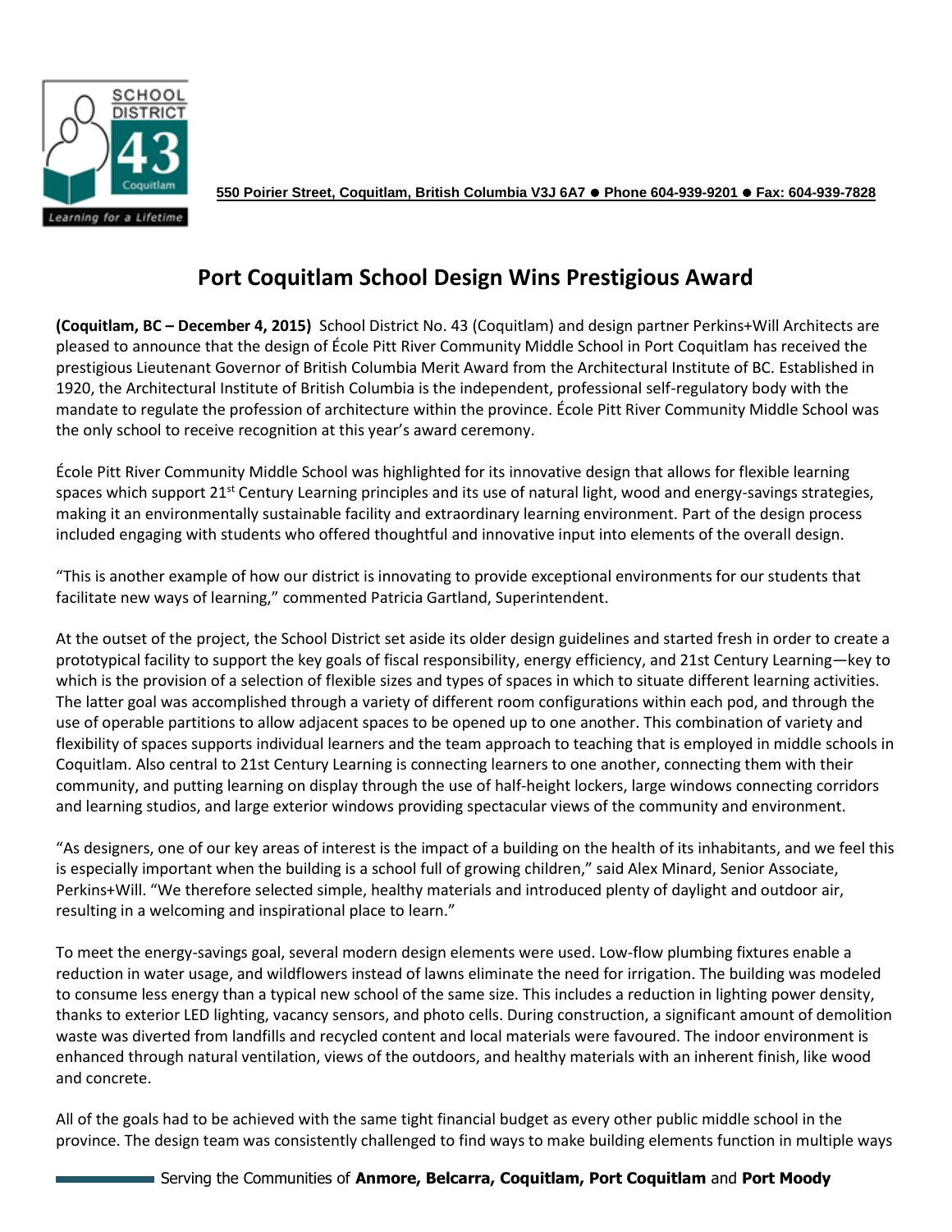550 Poirier Street, Coquitlam, British Columbia V3J 6A7 ● Phone 604-939-9201 ● Fax: 604-939-7828

# Port Coquitlam School Design Wins Prestigious Award

**(Coquitlam, BC – December 4, 2015)** School District No. 43 (Coquitlam) and design partner Perkins+Will Architects are pleased to announce that the design of École Pitt River Community Middle School in Port Coquitlam has received the prestigious Lieutenant Governor of British Columbia Merit Award from the Architectural Institute of BC. Established in 1920, the Architectural Institute of British Columbia is the independent, professional self-regulatory body with the mandate to regulate the profession of architecture within the province. École Pitt River Community Middle School was the only school to receive recognition at this year's award ceremony.

École Pitt River Community Middle School was highlighted for its innovative design that allows for flexible learning spaces which support 21st Century Learning principles and its use of natural light, wood and energy-savings strategies, making it an environmentally sustainable facility and extraordinary learning environment. Part of the design process included engaging with students who offered thoughtful and innovative input into elements of the overall design.

"This is another example of how our district is innovating to provide exceptional environments for our students that facilitate new ways of learning," commented Patricia Gartland, Superintendent.

At the outset of the project, the School District set aside its older design guidelines and started fresh in order to create a prototypical facility to support the key goals of fiscal responsibility, energy efficiency, and 21st Century Learning—key to which is the provision of a selection of flexible sizes and types of spaces in which to situate different learning activities. The latter goal was accomplished through a variety of different room configurations within each pod, and through the use of operable partitions to allow adjacent spaces to be opened up to one another. This combination of variety and flexibility of spaces supports individual learners and the team approach to teaching that is employed in middle schools in Coquitlam. Also central to 21st Century Learning is connecting learners to one another, connecting them with their community, and putting learning on display through the use of half-height lockers, large windows connecting corridors and learning studios, and large exterior windows providing spectacular views of the community and environment.

"As designers, one of our key areas of interest is the impact of a building on the health of its inhabitants, and we feel this is especially important when the building is a school full of growing children," said Alex Minard, Senior Associate, Perkins+Will. "We therefore selected simple, healthy materials and introduced plenty of daylight and outdoor air, resulting in a welcoming and inspirational place to learn."

To meet the energy-savings goal, several modern design elements were used. Low-flow plumbing fixtures enable a reduction in water usage, and wildflowers instead of lawns eliminate the need for irrigation. The building was modeled to consume less energy than a typical new school of the same size. This includes a reduction in lighting power density, thanks to exterior LED lighting, vacancy sensors, and photo cells. During construction, a significant amount of demolition waste was diverted from landfills and recycled content and local materials were favoured. The indoor environment is enhanced through natural ventilation, views of the outdoors, and healthy materials with an inherent finish, like wood and concrete.

All of the goals had to be achieved with the same tight financial budget as every other public middle school in the province. The design team was consistently challenged to find ways to make building elements function in multiple ways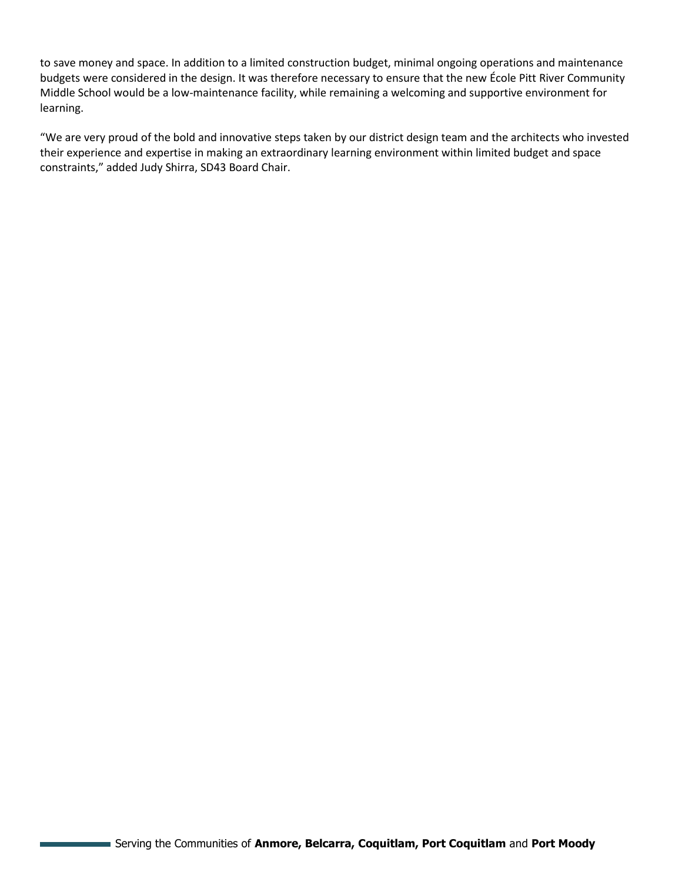to save money and space. In addition to a limited construction budget, minimal ongoing operations and maintenance budgets were considered in the design. It was therefore necessary to ensure that the new École Pitt River Community Middle School would be a low-maintenance facility, while remaining a welcoming and supportive environment for learning.

"We are very proud of the bold and innovative steps taken by our district design team and the architects who invested their experience and expertise in making an extraordinary learning environment within limited budget and space constraints," added Judy Shirra, SD43 Board Chair.